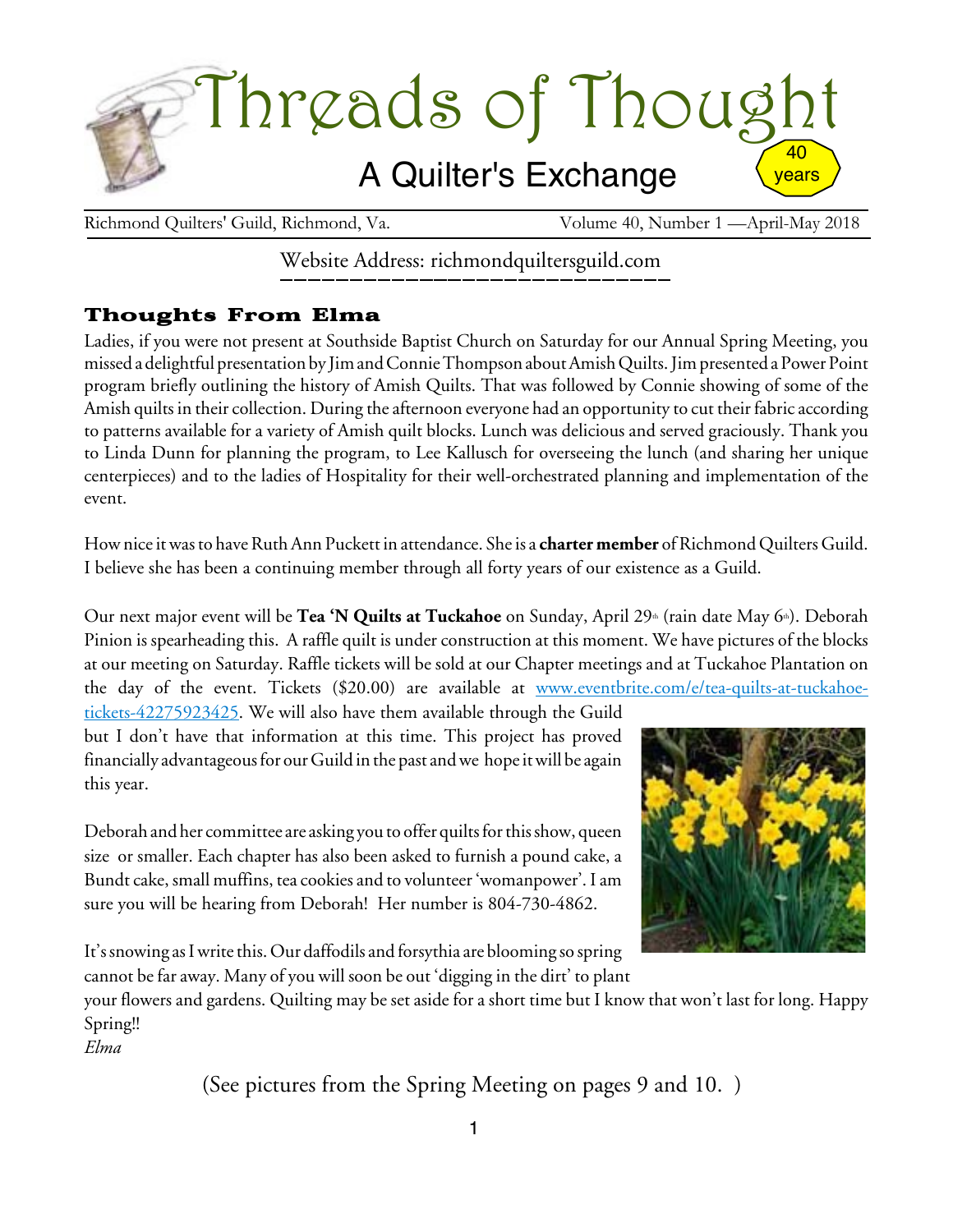# Threads of Thought

## A Quilter's Exchange

40 years

Richmond Quilters' Guild, Richmond, Va. Volume 40, Number 1 —April-May 2018

Website Address: richmondquiltersguild.com

### Thoughts From Elma

Ladies, if you were not present at Southside Baptist Church on Saturday for our Annual Spring Meeting, you missed a delightful presentation by Jim and Connie Thompson about Amish Quilts. Jim presented a Power Point program briefly outlining the history of Amish Quilts. That was followed by Connie showing of some of the Amish quilts in their collection. During the afternoon everyone had an opportunity to cut their fabric according to patterns available for a variety of Amish quilt blocks. Lunch was delicious and served graciously. Thank you to Linda Dunn for planning the program, to Lee Kallusch for overseeing the lunch (and sharing her unique centerpieces) and to the ladies of Hospitality for their well-orchestrated planning and implementation of the event.

How nice it was to have Ruth Ann Puckett in attendance. She is a **charter member** of Richmond Quilters Guild. I believe she has been a continuing member through all forty years of our existence as a Guild.

Our next major event will be **Tea 'N Quilts at Tuckahoe** on Sunday, April 29th (rain date May 6th). Deborah Pinion is spearheading this. A raffle quilt is under construction at this moment. We have pictures of the blocks at our meeting on Saturday. Raffle tickets will be sold at our Chapter meetings and at Tuckahoe Plantation on the day of the event. Tickets ($20.00) are available at www.eventbrite.com/e/tea-quilts-at-tuckahoe-tickets-42275923425. We will also have them available through the Guild but I don't have that information at this time. This project has proved financially advantageous for our Guild in the past and we hope it will be again this year.

Deborah and her committee are asking you to offer quilts for this show, queen size or smaller. Each chapter has also been asked to furnish a pound cake, a Bundt cake, small muffins, tea cookies and to volunteer 'womanpower'. I am sure you will be hearing from Deborah! Her number is 804-730-4862.

It's snowing as I write this. Our daffodils and forsythia are blooming so spring cannot be far away. Many of you will soon be out 'digging in the dirt' to plant your flowers and gardens. Quilting may be set aside for a short time but I know that won't last for long. Happy Spring!!

*Elma*

(See pictures from the Spring Meeting on pages 9 and 10. )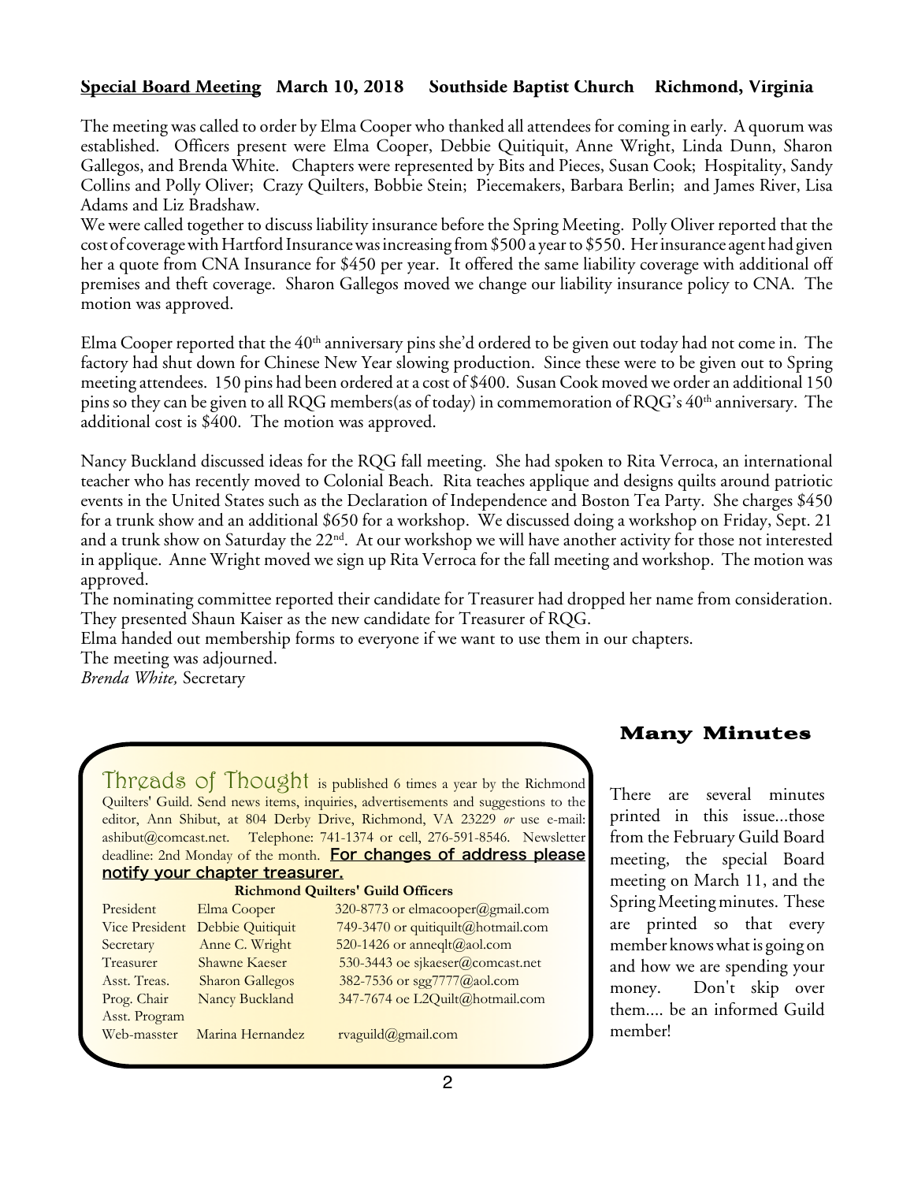**<u>Special Board Meeting</u> March 10, 2018 Southside Baptist Church Richmond, Virginia**

The meeting was called to order by Elma Cooper who thanked all attendees for coming in early. A quorum was established. Officers present were Elma Cooper, Debbie Quitiquit, Anne Wright, Linda Dunn, Sharon Gallegos, and Brenda White. Chapters were represented by Bits and Pieces, Susan Cook; Hospitality, Sandy Collins and Polly Oliver; Crazy Quilters, Bobbie Stein; Piecemakers, Barbara Berlin; and James River, Lisa Adams and Liz Bradshaw.

We were called together to discuss liability insurance before the Spring Meeting. Polly Oliver reported that the cost of coverage with Hartford Insurance was increasing from $500 a year to $550. Her insurance agent had given her a quote from CNA Insurance for $450 per year. It offered the same liability coverage with additional off premises and theft coverage. Sharon Gallegos moved we change our liability insurance policy to CNA. The motion was approved.

Elma Cooper reported that the 40th anniversary pins she'd ordered to be given out today had not come in. The factory had shut down for Chinese New Year slowing production. Since these were to be given out to Spring meeting attendees. 150 pins had been ordered at a cost of $400. Susan Cook moved we order an additional 150 pins so they can be given to all RQG members(as of today) in commemoration of RQG's 40th anniversary. The additional cost is $400. The motion was approved.

Nancy Buckland discussed ideas for the RQG fall meeting. She had spoken to Rita Verroca, an international teacher who has recently moved to Colonial Beach. Rita teaches applique and designs quilts around patriotic events in the United States such as the Declaration of Independence and Boston Tea Party. She charges $450 for a trunk show and an additional $650 for a workshop. We discussed doing a workshop on Friday, Sept. 21 and a trunk show on Saturday the 22nd. At our workshop we will have another activity for those not interested in applique. Anne Wright moved we sign up Rita Verroca for the fall meeting and workshop. The motion was approved.

The nominating committee reported their candidate for Treasurer had dropped her name from consideration. They presented Shaun Kaiser as the new candidate for Treasurer of RQG.

Elma handed out membership forms to everyone if we want to use them in our chapters.

The meeting was adjourned.

*Brenda White,* Secretary

Threads of Thought is published 6 times a year by the Richmond Quilters' Guild. Send news items, inquiries, advertisements and suggestions to the editor, Ann Shibut, at 804 Derby Drive, Richmond, VA 23229 *or* use e-mail: ashibut@comcast.net. Telephone: 741-1374 or cell, 276-591-8546. Newsletter deadline: 2nd Monday of the month. **<u>For changes of address please notify your chapter treasurer.</u>**

**Richmond Quilters' Guild Officers**

| | | |
|---|---|---|
| President | Elma Cooper | 320-8773 or elmacooper@gmail.com |
| Vice President | Debbie Quitiquit | 749-3470 or quitiquilt@hotmail.com |
| Secretary | Anne C. Wright | 520-1426 or anneqlt@aol.com |
| Treasurer | Shawne Kaeser | 530-3443 oe sjkaeser@comcast.net |
| Asst. Treas. | Sharon Gallegos | 382-7536 or sgg7777@aol.com |
| Prog. Chair | Nancy Buckland | 347-7674 oe L2Quilt@hotmail.com |
| Asst. Program | | |
| Web-masster | Marina Hernandez | rvaguild@gmail.com |

## Many Minutes

There are several minutes printed in this issue...those from the February Guild Board meeting, the special Board meeting on March 11, and the Spring Meeting minutes. These are printed so that every member knows what is going on and how we are spending your money. Don't skip over them.... be an informed Guild member!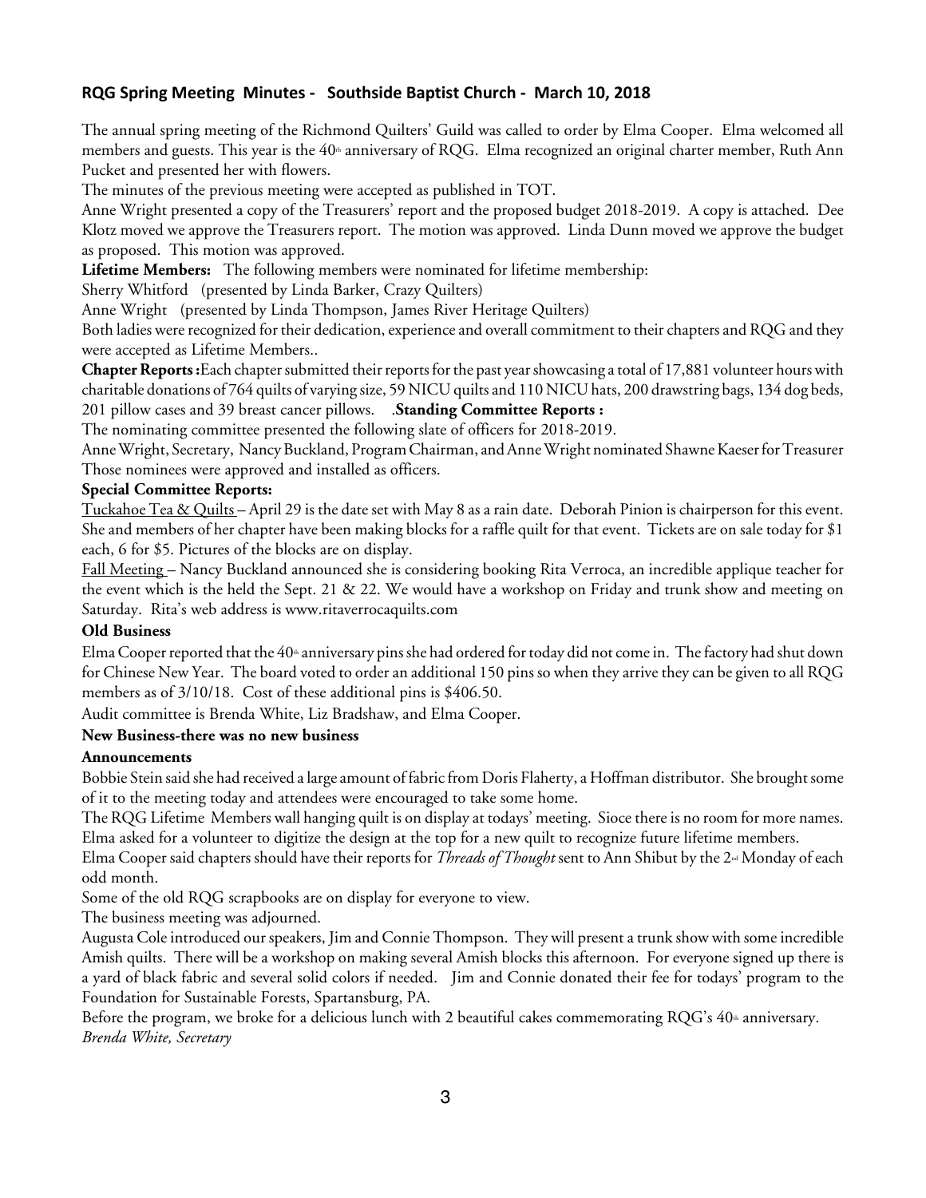## RQG Spring Meeting Minutes - Southside Baptist Church - March 10, 2018

The annual spring meeting of the Richmond Quilters' Guild was called to order by Elma Cooper. Elma welcomed all members and guests. This year is the 40th anniversary of RQG. Elma recognized an original charter member, Ruth Ann Pucket and presented her with flowers.

The minutes of the previous meeting were accepted as published in TOT.

Anne Wright presented a copy of the Treasurers' report and the proposed budget 2018-2019. A copy is attached. Dee Klotz moved we approve the Treasurers report. The motion was approved. Linda Dunn moved we approve the budget as proposed. This motion was approved.

**Lifetime Members:** The following members were nominated for lifetime membership:

Sherry Whitford (presented by Linda Barker, Crazy Quilters)

Anne Wright (presented by Linda Thompson, James River Heritage Quilters)

Both ladies were recognized for their dedication, experience and overall commitment to their chapters and RQG and they were accepted as Lifetime Members..

**Chapter Reports :** Each chapter submitted their reports for the past year showcasing a total of 17,881 volunteer hours with charitable donations of 764 quilts of varying size, 59 NICU quilts and 110 NICU hats, 200 drawstring bags, 134 dog beds, 201 pillow cases and 39 breast cancer pillows. .**Standing Committee Reports :**

The nominating committee presented the following slate of officers for 2018-2019.

Anne Wright, Secretary, Nancy Buckland, Program Chairman, and Anne Wright nominated Shawne Kaeser for Treasurer Those nominees were approved and installed as officers.

**Special Committee Reports:**

Tuckahoe Tea & Quilts – April 29 is the date set with May 8 as a rain date. Deborah Pinion is chairperson for this event. She and members of her chapter have been making blocks for a raffle quilt for that event. Tickets are on sale today for $1 each, 6 for $5. Pictures of the blocks are on display.

Fall Meeting – Nancy Buckland announced she is considering booking Rita Verroca, an incredible applique teacher for the event which is the held the Sept. 21 & 22. We would have a workshop on Friday and trunk show and meeting on Saturday. Rita's web address is www.ritaverrocaquilts.com

**Old Business**

Elma Cooper reported that the 40th anniversary pins she had ordered for today did not come in. The factory had shut down for Chinese New Year. The board voted to order an additional 150 pins so when they arrive they can be given to all RQG members as of 3/10/18. Cost of these additional pins is $406.50.

Audit committee is Brenda White, Liz Bradshaw, and Elma Cooper.

**New Business-there was no new business**

**Announcements**

Bobbie Stein said she had received a large amount of fabric from Doris Flaherty, a Hoffman distributor. She brought some of it to the meeting today and attendees were encouraged to take some home.

The RQG Lifetime Members wall hanging quilt is on display at todays' meeting. Sioce there is no room for more names. Elma asked for a volunteer to digitize the design at the top for a new quilt to recognize future lifetime members.

Elma Cooper said chapters should have their reports for *Threads of Thought* sent to Ann Shibut by the 2nd Monday of each odd month.

Some of the old RQG scrapbooks are on display for everyone to view.

The business meeting was adjourned.

Augusta Cole introduced our speakers, Jim and Connie Thompson. They will present a trunk show with some incredible Amish quilts. There will be a workshop on making several Amish blocks this afternoon. For everyone signed up there is a yard of black fabric and several solid colors if needed. Jim and Connie donated their fee for todays' program to the Foundation for Sustainable Forests, Spartansburg, PA.

Before the program, we broke for a delicious lunch with 2 beautiful cakes commemorating RQG's 40th anniversary.

*Brenda White, Secretary*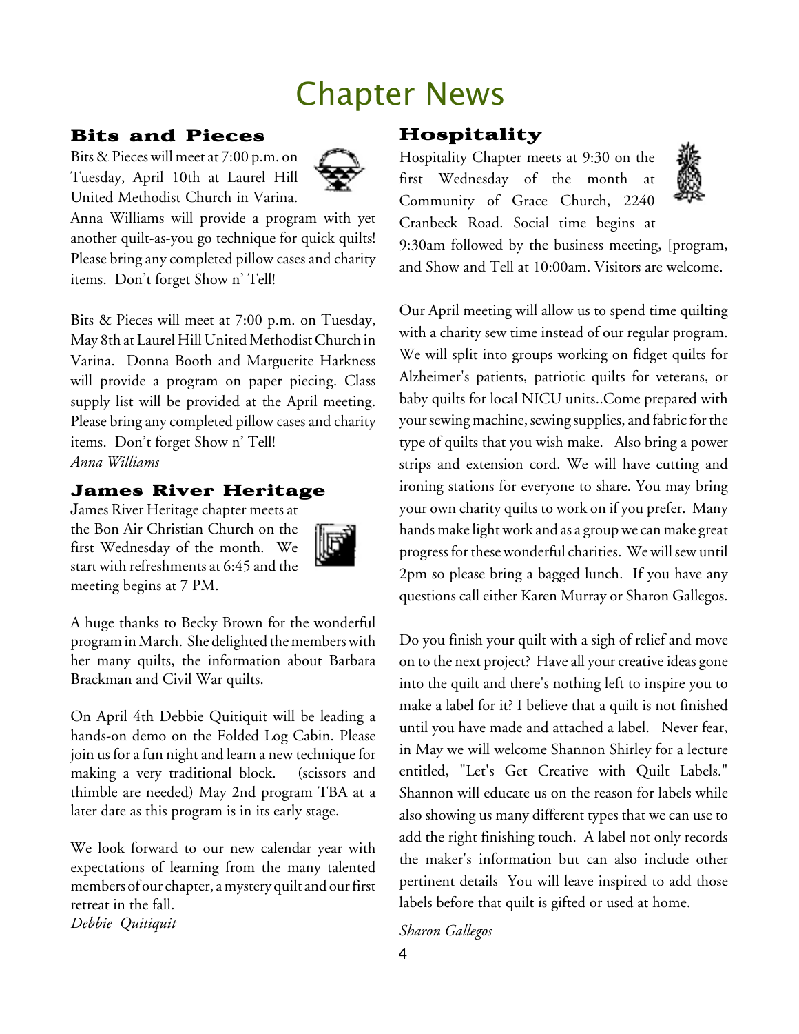# Chapter News

## Bits and Pieces

Bits & Pieces will meet at 7:00 p.m. on Tuesday, April 10th at Laurel Hill United Methodist Church in Varina. Anna Williams will provide a program with yet another quilt-as-you go technique for quick quilts! Please bring any completed pillow cases and charity items. Don't forget Show n' Tell!

Bits & Pieces will meet at 7:00 p.m. on Tuesday, May 8th at Laurel Hill United Methodist Church in Varina. Donna Booth and Marguerite Harkness will provide a program on paper piecing. Class supply list will be provided at the April meeting. Please bring any completed pillow cases and charity items. Don't forget Show n' Tell!

*Anna Williams*

## James River Heritage

James River Heritage chapter meets at the Bon Air Christian Church on the first Wednesday of the month. We start with refreshments at 6:45 and the meeting begins at 7 PM.

A huge thanks to Becky Brown for the wonderful program in March. She delighted the members with her many quilts, the information about Barbara Brackman and Civil War quilts.

On April 4th Debbie Quitiquit will be leading a hands-on demo on the Folded Log Cabin. Please join us for a fun night and learn a new technique for making a very traditional block. (scissors and thimble are needed) May 2nd program TBA at a later date as this program is in its early stage.

We look forward to our new calendar year with expectations of learning from the many talented members of our chapter, a mystery quilt and our first retreat in the fall.

*Debbie Quitiquit*

## Hospitality

Hospitality Chapter meets at 9:30 on the first Wednesday of the month at Community of Grace Church, 2240 Cranbeck Road. Social time begins at 9:30am followed by the business meeting, [program, and Show and Tell at 10:00am. Visitors are welcome.

Our April meeting will allow us to spend time quilting with a charity sew time instead of our regular program. We will split into groups working on fidget quilts for Alzheimer's patients, patriotic quilts for veterans, or baby quilts for local NICU units..Come prepared with your sewing machine, sewing supplies, and fabric for the type of quilts that you wish make. Also bring a power strips and extension cord. We will have cutting and ironing stations for everyone to share. You may bring your own charity quilts to work on if you prefer. Many hands make light work and as a group we can make great progress for these wonderful charities. We will sew until 2pm so please bring a bagged lunch. If you have any questions call either Karen Murray or Sharon Gallegos.

Do you finish your quilt with a sigh of relief and move on to the next project? Have all your creative ideas gone into the quilt and there's nothing left to inspire you to make a label for it? I believe that a quilt is not finished until you have made and attached a label. Never fear, in May we will welcome Shannon Shirley for a lecture entitled, "Let's Get Creative with Quilt Labels." Shannon will educate us on the reason for labels while also showing us many different types that we can use to add the right finishing touch. A label not only records the maker's information but can also include other pertinent details You will leave inspired to add those labels before that quilt is gifted or used at home.

*Sharon Gallegos*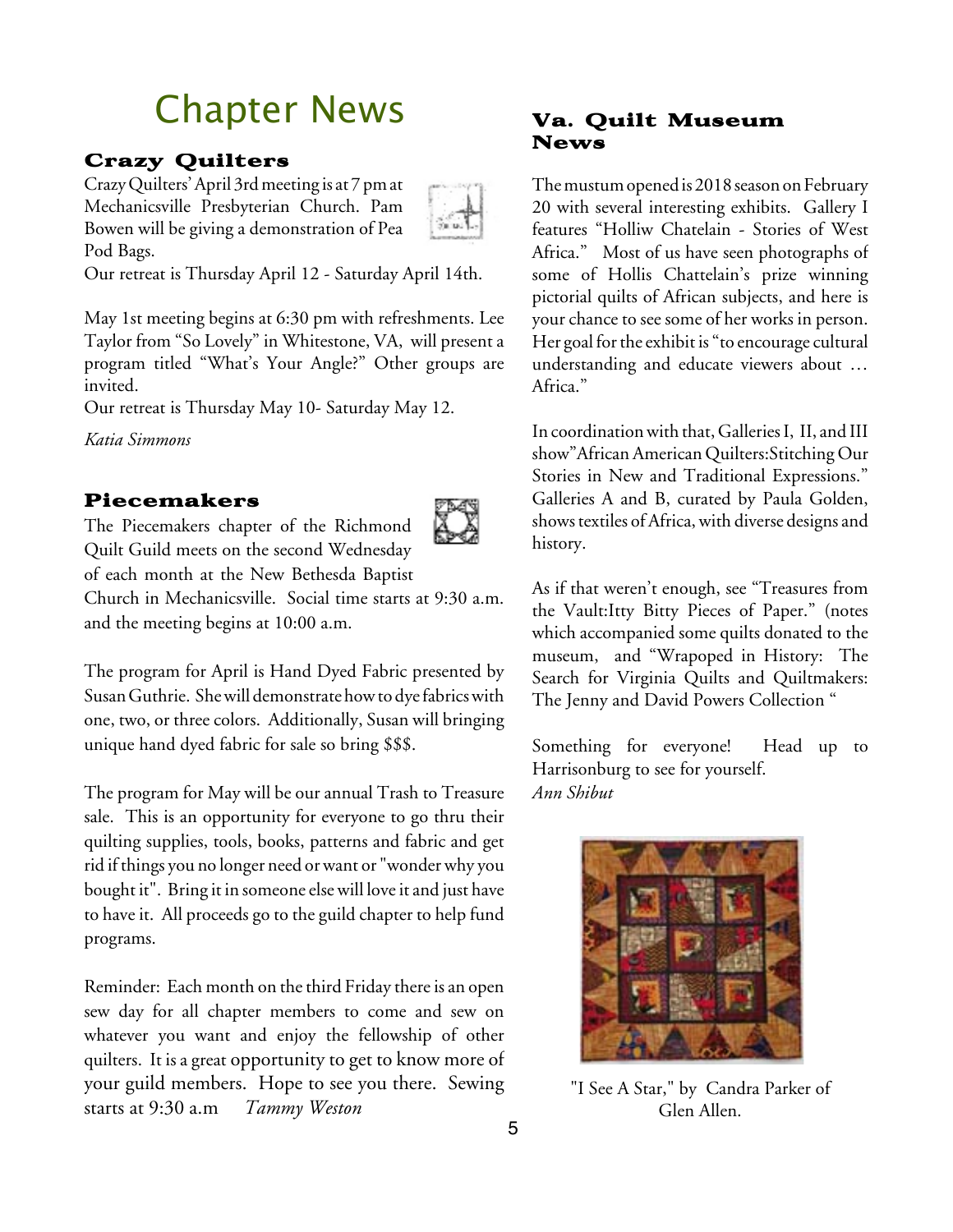# Chapter News

## Crazy Quilters

Crazy Quilters' April 3rd meeting is at 7 pm at Mechanicsville Presbyterian Church. Pam Bowen will be giving a demonstration of Pea Pod Bags.

Our retreat is Thursday April 12 - Saturday April 14th.

May 1st meeting begins at 6:30 pm with refreshments. Lee Taylor from "So Lovely" in Whitestone, VA, will present a program titled "What's Your Angle?" Other groups are invited.

Our retreat is Thursday May 10- Saturday May 12.

*Katia Simmons*

## Piecemakers

The Piecemakers chapter of the Richmond Quilt Guild meets on the second Wednesday of each month at the New Bethesda Baptist Church in Mechanicsville. Social time starts at 9:30 a.m. and the meeting begins at 10:00 a.m.

The program for April is Hand Dyed Fabric presented by Susan Guthrie. She will demonstrate how to dye fabrics with one, two, or three colors. Additionally, Susan will bringing unique hand dyed fabric for sale so bring $$$.

The program for May will be our annual Trash to Treasure sale. This is an opportunity for everyone to go thru their quilting supplies, tools, books, patterns and fabric and get rid if things you no longer need or want or "wonder why you bought it". Bring it in someone else will love it and just have to have it. All proceeds go to the guild chapter to help fund programs.

Reminder: Each month on the third Friday there is an open sew day for all chapter members to come and sew on whatever you want and enjoy the fellowship of other quilters. It is a great opportunity to get to know more of your guild members. Hope to see you there. Sewing starts at 9:30 a.m *Tammy Weston*

## Va. Quilt Museum News

The mustum opened is 2018 season on February 20 with several interesting exhibits. Gallery I features "Holliw Chatelain - Stories of West Africa." Most of us have seen photographs of some of Hollis Chattelain's prize winning pictorial quilts of African subjects, and here is your chance to see some of her works in person. Her goal for the exhibit is "to encourage cultural understanding and educate viewers about … Africa."

In coordination with that, Galleries I, II, and III show"African American Quilters:Stitching Our Stories in New and Traditional Expressions." Galleries A and B, curated by Paula Golden, shows textiles of Africa, with diverse designs and history.

As if that weren't enough, see "Treasures from the Vault:Itty Bitty Pieces of Paper." (notes which accompanied some quilts donated to the museum, and "Wrapoped in History: The Search for Virginia Quilts and Quiltmakers: The Jenny and David Powers Collection "

Something for everyone! Head up to Harrisonburg to see for yourself.

*Ann Shibut*

"I See A Star," by Candra Parker of Glen Allen.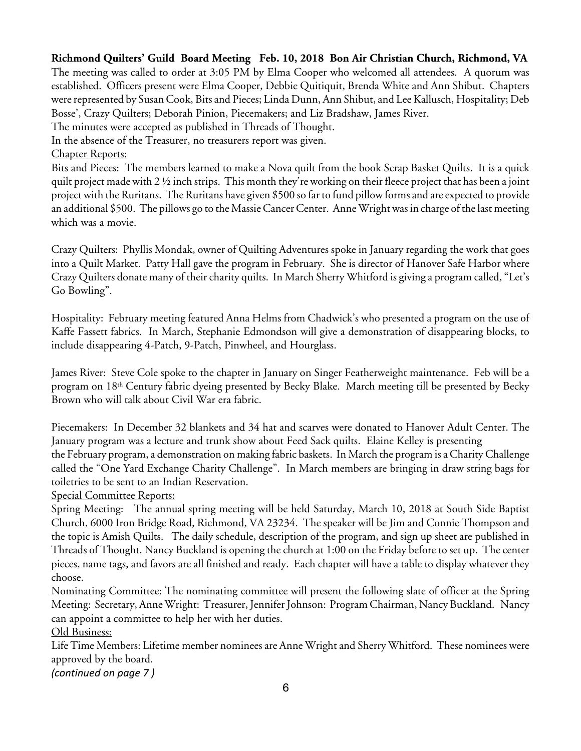**Richmond Quilters' Guild Board Meeting Feb. 10, 2018 Bon Air Christian Church, Richmond, VA**

The meeting was called to order at 3:05 PM by Elma Cooper who welcomed all attendees. A quorum was established. Officers present were Elma Cooper, Debbie Quitiquit, Brenda White and Ann Shibut. Chapters were represented by Susan Cook, Bits and Pieces; Linda Dunn, Ann Shibut, and Lee Kallusch, Hospitality; Deb Bosse', Crazy Quilters; Deborah Pinion, Piecemakers; and Liz Bradshaw, James River.

The minutes were accepted as published in Threads of Thought.

In the absence of the Treasurer, no treasurers report was given.

<u>Chapter Reports:</u>

Bits and Pieces: The members learned to make a Nova quilt from the book Scrap Basket Quilts. It is a quick quilt project made with 2 ½ inch strips. This month they're working on their fleece project that has been a joint project with the Ruritans. The Ruritans have given $500 so far to fund pillow forms and are expected to provide an additional $500. The pillows go to the Massie Cancer Center. Anne Wright was in charge of the last meeting which was a movie.

Crazy Quilters: Phyllis Mondak, owner of Quilting Adventures spoke in January regarding the work that goes into a Quilt Market. Patty Hall gave the program in February. She is director of Hanover Safe Harbor where Crazy Quilters donate many of their charity quilts. In March Sherry Whitford is giving a program called, "Let's Go Bowling".

Hospitality: February meeting featured Anna Helms from Chadwick's who presented a program on the use of Kaffe Fassett fabrics. In March, Stephanie Edmondson will give a demonstration of disappearing blocks, to include disappearing 4-Patch, 9-Patch, Pinwheel, and Hourglass.

James River: Steve Cole spoke to the chapter in January on Singer Featherweight maintenance. Feb will be a program on 18th Century fabric dyeing presented by Becky Blake. March meeting till be presented by Becky Brown who will talk about Civil War era fabric.

Piecemakers: In December 32 blankets and 34 hat and scarves were donated to Hanover Adult Center. The January program was a lecture and trunk show about Feed Sack quilts. Elaine Kelley is presenting the February program, a demonstration on making fabric baskets. In March the program is a Charity Challenge called the "One Yard Exchange Charity Challenge". In March members are bringing in draw string bags for toiletries to be sent to an Indian Reservation.

<u>Special Committee Reports:</u>

Spring Meeting: The annual spring meeting will be held Saturday, March 10, 2018 at South Side Baptist Church, 6000 Iron Bridge Road, Richmond, VA 23234. The speaker will be Jim and Connie Thompson and the topic is Amish Quilts. The daily schedule, description of the program, and sign up sheet are published in Threads of Thought. Nancy Buckland is opening the church at 1:00 on the Friday before to set up. The center pieces, name tags, and favors are all finished and ready. Each chapter will have a table to display whatever they choose.

Nominating Committee: The nominating committee will present the following slate of officer at the Spring Meeting: Secretary, Anne Wright: Treasurer, Jennifer Johnson: Program Chairman, Nancy Buckland. Nancy can appoint a committee to help her with her duties.

<u>Old Business:</u>

Life Time Members: Lifetime member nominees are Anne Wright and Sherry Whitford. These nominees were approved by the board.

*(continued on page 7 )*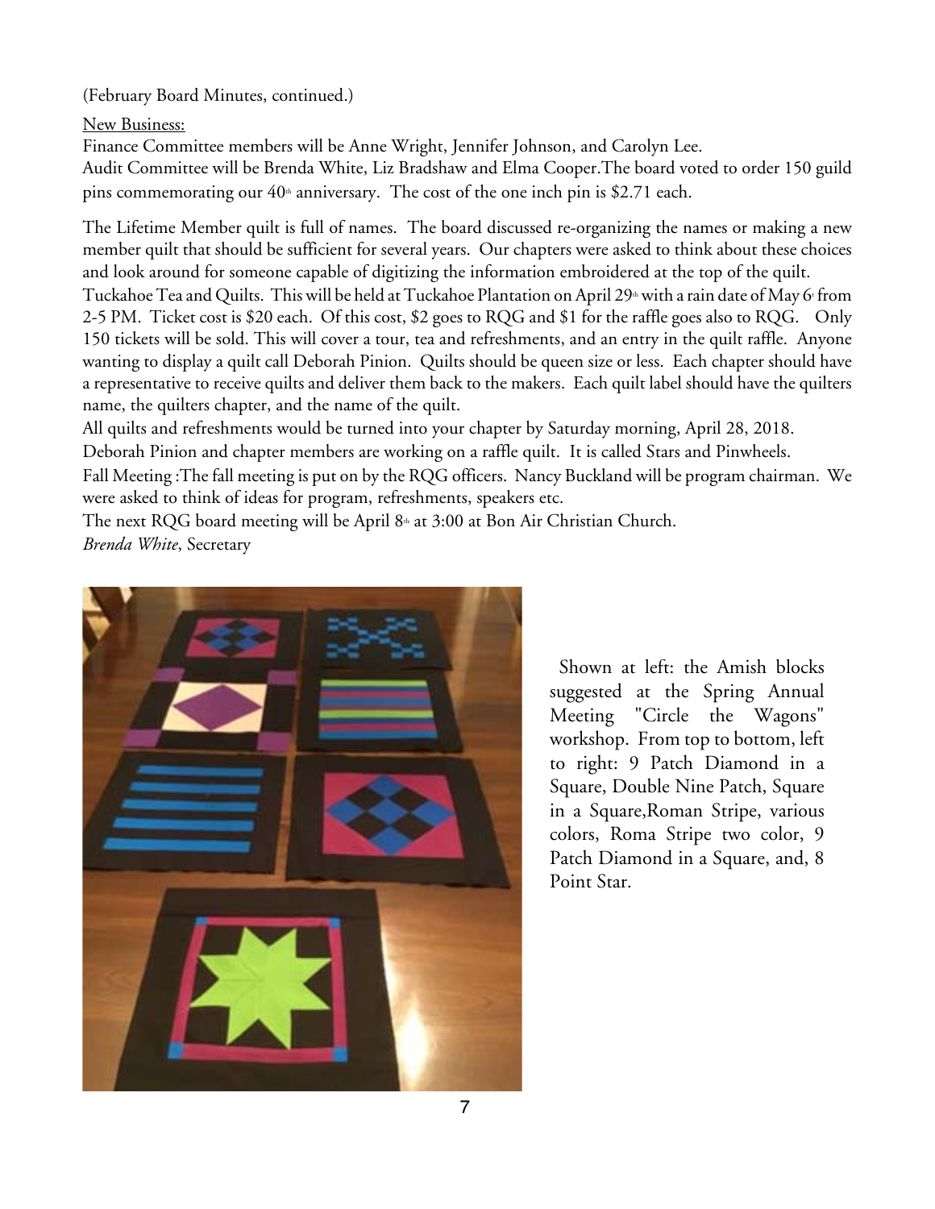(February Board Minutes, continued.)

New Business:

Finance Committee members will be Anne Wright, Jennifer Johnson, and Carolyn Lee.

Audit Committee will be Brenda White, Liz Bradshaw and Elma Cooper.The board voted to order 150 guild pins commemorating our 40th anniversary. The cost of the one inch pin is $2.71 each.

The Lifetime Member quilt is full of names. The board discussed re-organizing the names or making a new member quilt that should be sufficient for several years. Our chapters were asked to think about these choices and look around for someone capable of digitizing the information embroidered at the top of the quilt.

Tuckahoe Tea and Quilts. This will be held at Tuckahoe Plantation on April 29th with a rain date of May 6, from 2-5 PM. Ticket cost is $20 each. Of this cost, $2 goes to RQG and $1 for the raffle goes also to RQG. Only 150 tickets will be sold. This will cover a tour, tea and refreshments, and an entry in the quilt raffle. Anyone wanting to display a quilt call Deborah Pinion. Quilts should be queen size or less. Each chapter should have a representative to receive quilts and deliver them back to the makers. Each quilt label should have the quilters name, the quilters chapter, and the name of the quilt.

All quilts and refreshments would be turned into your chapter by Saturday morning, April 28, 2018.

Deborah Pinion and chapter members are working on a raffle quilt. It is called Stars and Pinwheels.

Fall Meeting :The fall meeting is put on by the RQG officers. Nancy Buckland will be program chairman. We were asked to think of ideas for program, refreshments, speakers etc.

The next RQG board meeting will be April 8th at 3:00 at Bon Air Christian Church.

*Brenda White*, Secretary

Shown at left: the Amish blocks suggested at the Spring Annual Meeting "Circle the Wagons" workshop. From top to bottom, left to right: 9 Patch Diamond in a Square, Double Nine Patch, Square in a Square,Roman Stripe, various colors, Roma Stripe two color, 9 Patch Diamond in a Square, and, 8 Point Star.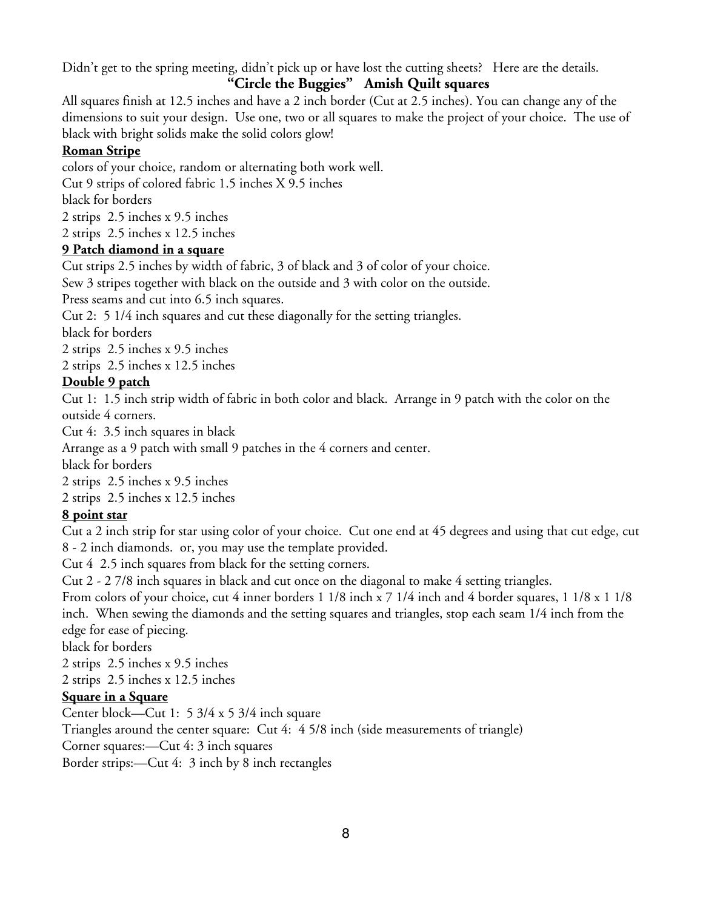Didn't get to the spring meeting, didn't pick up or have lost the cutting sheets? Here are the details.

## "Circle the Buggies" Amish Quilt squares

All squares finish at 12.5 inches and have a 2 inch border (Cut at 2.5 inches). You can change any of the dimensions to suit your design. Use one, two or all squares to make the project of your choice. The use of black with bright solids make the solid colors glow!

### Roman Stripe

colors of your choice, random or alternating both work well.

Cut 9 strips of colored fabric 1.5 inches X 9.5 inches

black for borders

2 strips 2.5 inches x 9.5 inches

2 strips 2.5 inches x 12.5 inches

### 9 Patch diamond in a square

Cut strips 2.5 inches by width of fabric, 3 of black and 3 of color of your choice.

Sew 3 stripes together with black on the outside and 3 with color on the outside.

Press seams and cut into 6.5 inch squares.

Cut 2: 5 1/4 inch squares and cut these diagonally for the setting triangles.

black for borders

2 strips 2.5 inches x 9.5 inches

2 strips 2.5 inches x 12.5 inches

### Double 9 patch

Cut 1: 1.5 inch strip width of fabric in both color and black. Arrange in 9 patch with the color on the outside 4 corners.

Cut 4: 3.5 inch squares in black

Arrange as a 9 patch with small 9 patches in the 4 corners and center.

black for borders

2 strips 2.5 inches x 9.5 inches

2 strips 2.5 inches x 12.5 inches

### 8 point star

Cut a 2 inch strip for star using color of your choice. Cut one end at 45 degrees and using that cut edge, cut 8 - 2 inch diamonds. or, you may use the template provided.

Cut 4 2.5 inch squares from black for the setting corners.

Cut 2 - 2 7/8 inch squares in black and cut once on the diagonal to make 4 setting triangles.

From colors of your choice, cut 4 inner borders 1 1/8 inch x 7 1/4 inch and 4 border squares, 1 1/8 x 1 1/8 inch. When sewing the diamonds and the setting squares and triangles, stop each seam 1/4 inch from the edge for ease of piecing.

black for borders

2 strips 2.5 inches x 9.5 inches

2 strips 2.5 inches x 12.5 inches

### Square in a Square

Center block—Cut 1: 5 3/4 x 5 3/4 inch square

Triangles around the center square: Cut 4: 4 5/8 inch (side measurements of triangle)

Corner squares:—Cut 4: 3 inch squares

Border strips:—Cut 4: 3 inch by 8 inch rectangles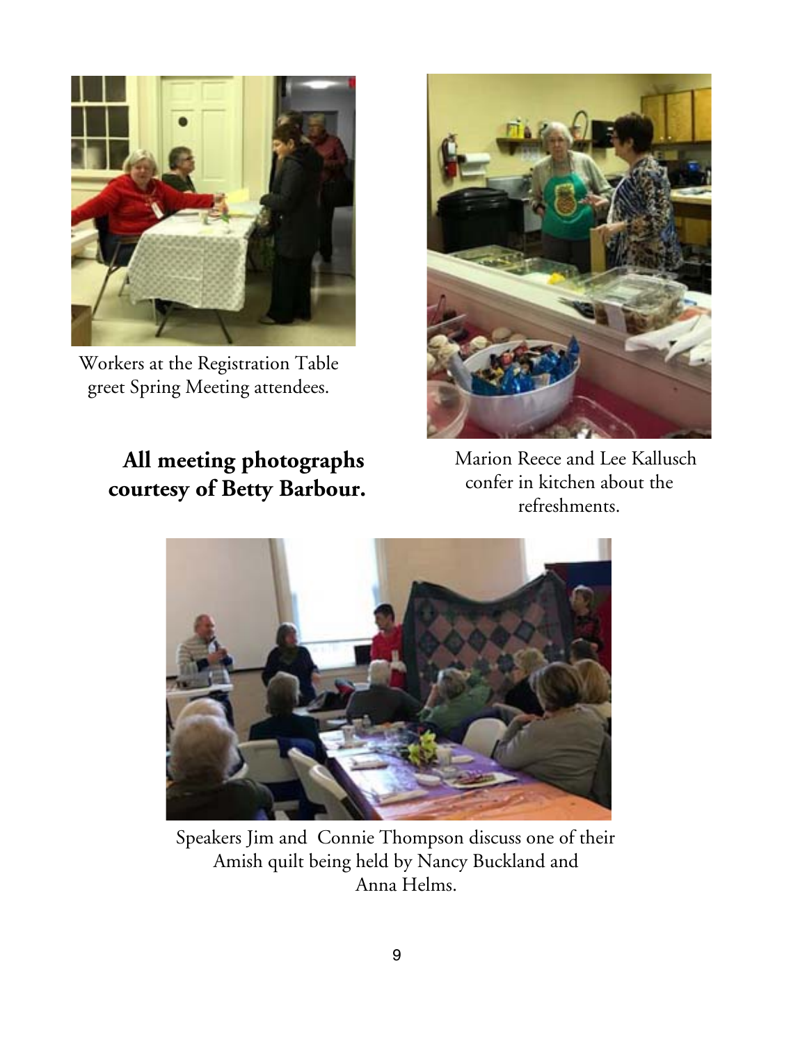Workers at the Registration Table greet Spring Meeting attendees.

Marion Reece and Lee Kallusch confer in kitchen about the refreshments.

**All meeting photographs courtesy of Betty Barbour.**

Speakers Jim and Connie Thompson discuss one of their Amish quilt being held by Nancy Buckland and Anna Helms.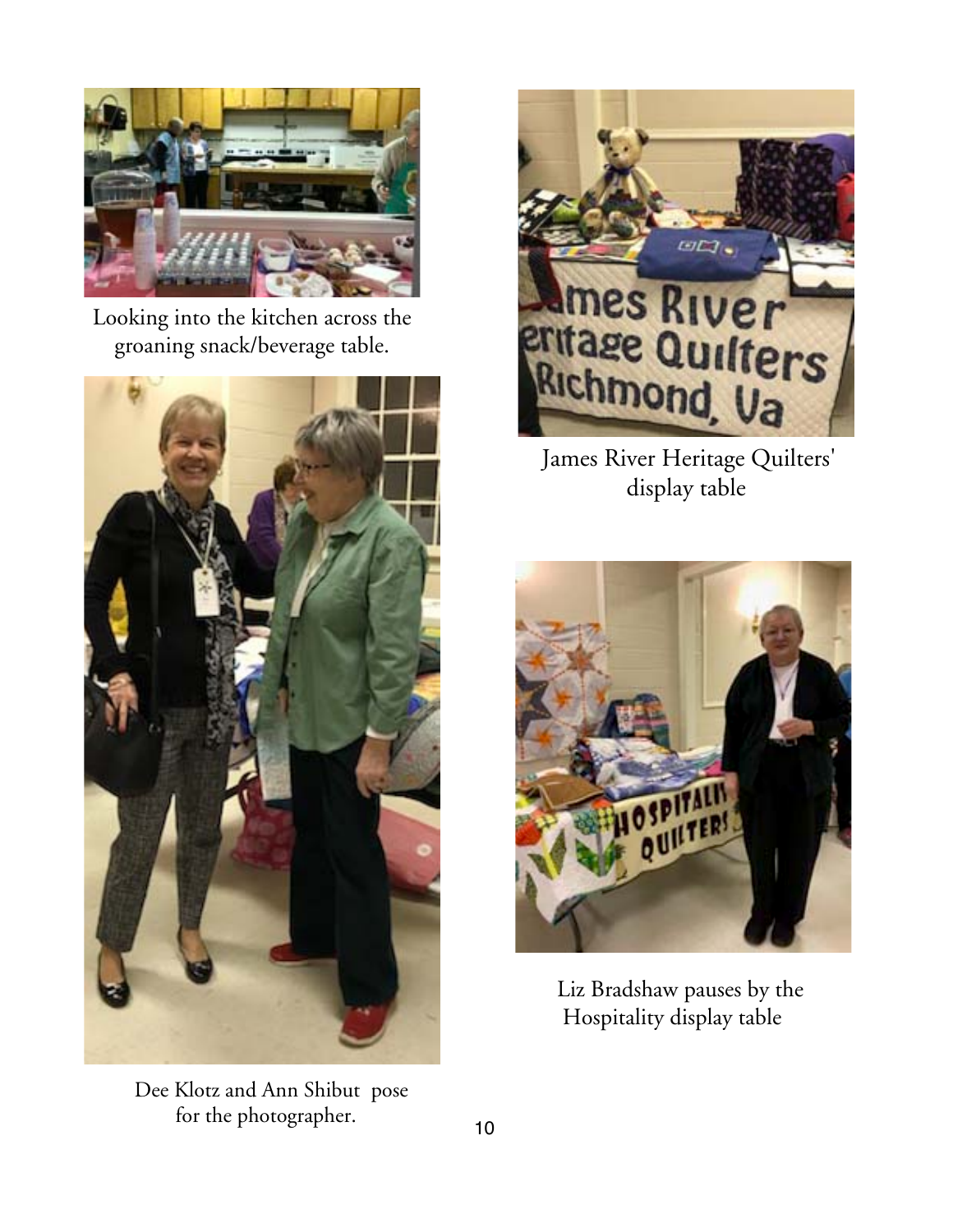Looking into the kitchen across the groaning snack/beverage table.

Dee Klotz and Ann Shibut pose for the photographer.

James River Heritage Quilters' display table

Liz Bradshaw pauses by the Hospitality display table